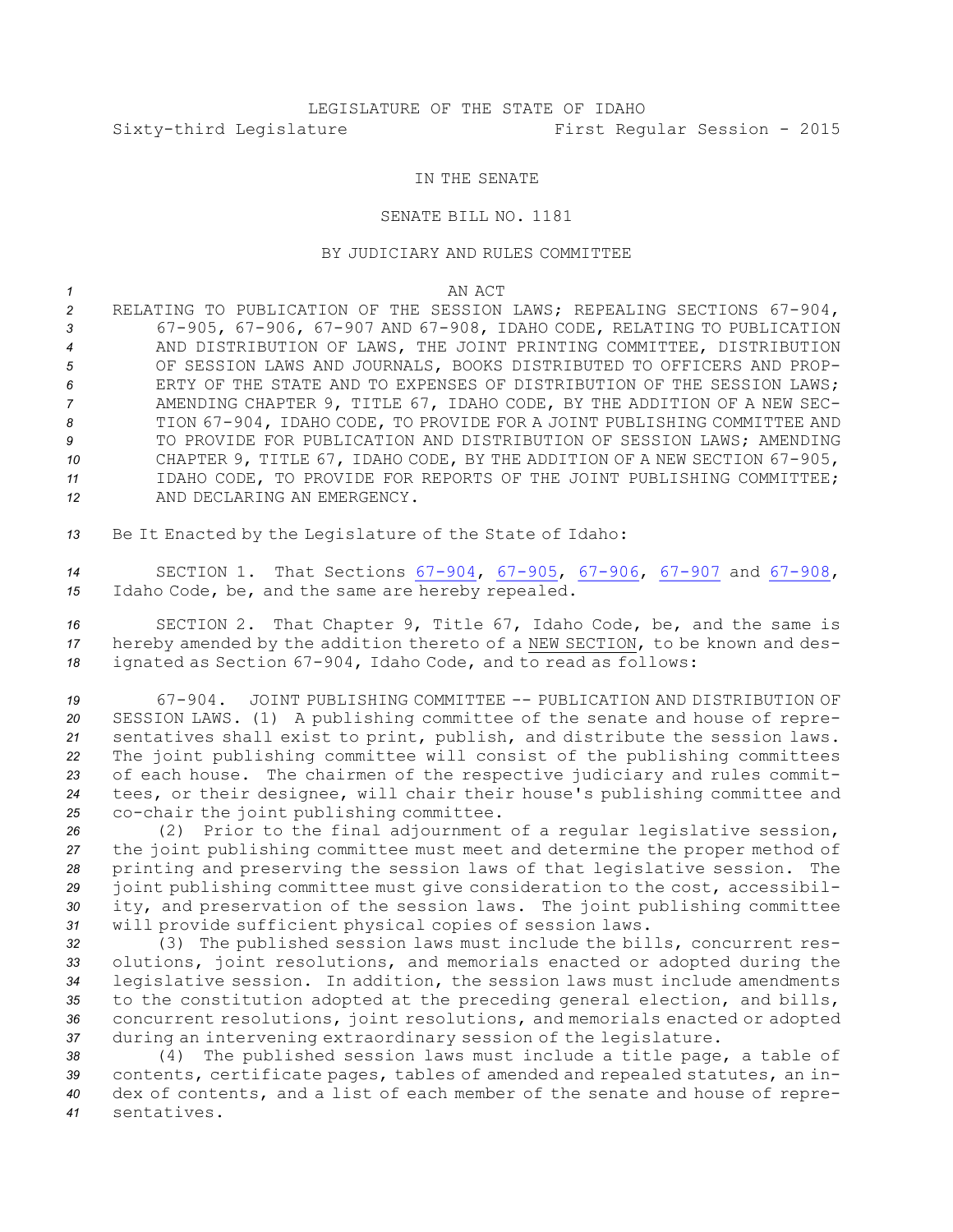LEGISLATURE OF THE STATE OF IDAHO

Sixty-third Legislature First Regular Session - 2015

IN THE SENATE

SENATE BILL NO. 1181

BY JUDICIARY AND RULES COMMITTEE

AN ACT

RELATING TO PUBLICATION OF THE SESSION LAWS; REPEALING SECTIONS 67-904, 67-905, 67-906, 67-907 AND 67-908, IDAHO CODE, RELATING TO PUBLICATION AND DISTRIBUTION OF LAWS, THE JOINT PRINTING COMMITTEE, DISTRIBUTION OF SESSION LAWS AND JOURNALS, BOOKS DISTRIBUTED TO OFFICERS AND PROPERTY OF THE STATE AND TO EXPENSES OF DISTRIBUTION OF THE SESSION LAWS; AMENDING CHAPTER 9, TITLE 67, IDAHO CODE, BY THE ADDITION OF A NEW SECTION 67-904, IDAHO CODE, TO PROVIDE FOR A JOINT PUBLISHING COMMITTEE AND TO PROVIDE FOR PUBLICATION AND DISTRIBUTION OF SESSION LAWS; AMENDING CHAPTER 9, TITLE 67, IDAHO CODE, BY THE ADDITION OF A NEW SECTION 67-905, IDAHO CODE, TO PROVIDE FOR REPORTS OF THE JOINT PUBLISHING COMMITTEE; AND DECLARING AN EMERGENCY.

Be It Enacted by the Legislature of the State of Idaho:

SECTION 1. That Sections 67-904, 67-905, 67-906, 67-907 and 67-908, Idaho Code, be, and the same are hereby repealed.

SECTION 2. That Chapter 9, Title 67, Idaho Code, be, and the same is hereby amended by the addition thereto of a NEW SECTION, to be known and designated as Section 67-904, Idaho Code, and to read as follows:

67-904. JOINT PUBLISHING COMMITTEE -- PUBLICATION AND DISTRIBUTION OF SESSION LAWS. (1) A publishing committee of the senate and house of representatives shall exist to print, publish, and distribute the session laws. The joint publishing committee will consist of the publishing committees of each house. The chairmen of the respective judiciary and rules committees, or their designee, will chair their house's publishing committee and co-chair the joint publishing committee.

(2) Prior to the final adjournment of a regular legislative session, the joint publishing committee must meet and determine the proper method of printing and preserving the session laws of that legislative session. The joint publishing committee must give consideration to the cost, accessibility, and preservation of the session laws. The joint publishing committee will provide sufficient physical copies of session laws.

(3) The published session laws must include the bills, concurrent resolutions, joint resolutions, and memorials enacted or adopted during the legislative session. In addition, the session laws must include amendments to the constitution adopted at the preceding general election, and bills, concurrent resolutions, joint resolutions, and memorials enacted or adopted during an intervening extraordinary session of the legislature.

(4) The published session laws must include a title page, a table of contents, certificate pages, tables of amended and repealed statutes, an index of contents, and a list of each member of the senate and house of representatives.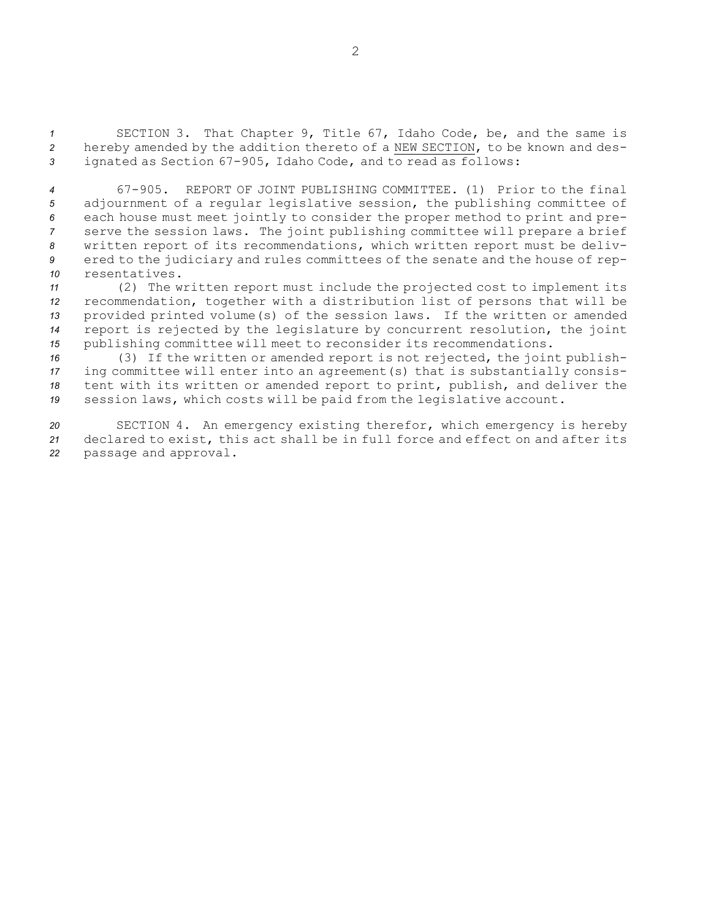SECTION 3. That Chapter 9, Title 67, Idaho Code, be, and the same is hereby amended by the addition thereto of a NEW SECTION, to be known and designated as Section 67-905, Idaho Code, and to read as follows:

67-905. REPORT OF JOINT PUBLISHING COMMITTEE. (1) Prior to the final adjournment of a regular legislative session, the publishing committee of each house must meet jointly to consider the proper method to print and preserve the session laws. The joint publishing committee will prepare a brief written report of its recommendations, which written report must be delivered to the judiciary and rules committees of the senate and the house of representatives.

(2) The written report must include the projected cost to implement its recommendation, together with a distribution list of persons that will be provided printed volume(s) of the session laws. If the written or amended report is rejected by the legislature by concurrent resolution, the joint publishing committee will meet to reconsider its recommendations.

(3) If the written or amended report is not rejected, the joint publishing committee will enter into an agreement(s) that is substantially consistent with its written or amended report to print, publish, and deliver the session laws, which costs will be paid from the legislative account.

SECTION 4. An emergency existing therefor, which emergency is hereby declared to exist, this act shall be in full force and effect on and after its passage and approval.